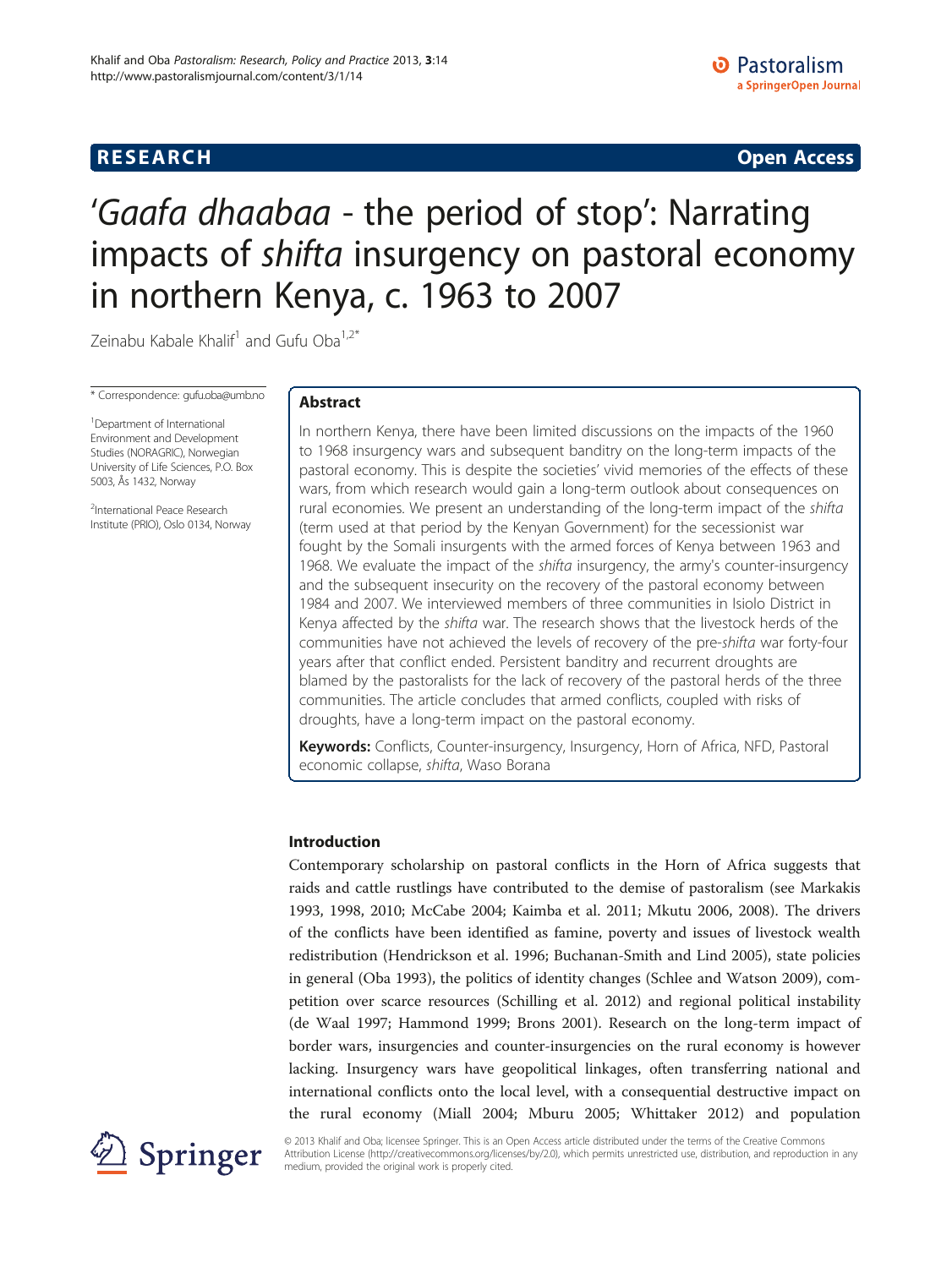RESEARCH Open Access

# 'Gaafa dhaabaa - the period of stop': Narrating impacts of *shifta* insurgency on pastoral economy in northern Kenya, c. 1963 to 2007

Zeinabu Kabale Khalif[1] and Gufu Oba[1,2*]

\* Correspondence: gufu.oba@umb.no

[1]Department of International Environment and Development Studies (NORAGRIC), Norwegian University of Life Sciences, P.O. Box 5003, Ås 1432, Norway

[2]International Peace Research Institute (PRIO), Oslo 0134, Norway

## Abstract

In northern Kenya, there have been limited discussions on the impacts of the 1960 to 1968 insurgency wars and subsequent banditry on the long-term impacts of the pastoral economy. This is despite the societies' vivid memories of the effects of these wars, from which research would gain a long-term outlook about consequences on rural economies. We present an understanding of the long-term impact of the *shifta* (term used at that period by the Kenyan Government) for the secessionist war fought by the Somali insurgents with the armed forces of Kenya between 1963 and 1968. We evaluate the impact of the *shifta* insurgency, the army's counter-insurgency and the subsequent insecurity on the recovery of the pastoral economy between 1984 and 2007. We interviewed members of three communities in Isiolo District in Kenya affected by the *shifta* war. The research shows that the livestock herds of the communities have not achieved the levels of recovery of the pre-*shifta* war forty-four years after that conflict ended. Persistent banditry and recurrent droughts are blamed by the pastoralists for the lack of recovery of the pastoral herds of the three communities. The article concludes that armed conflicts, coupled with risks of droughts, have a long-term impact on the pastoral economy.

**Keywords:** Conflicts, Counter-insurgency, Insurgency, Horn of Africa, NFD, Pastoral economic collapse, *shifta*, Waso Borana

## Introduction

Contemporary scholarship on pastoral conflicts in the Horn of Africa suggests that raids and cattle rustlings have contributed to the demise of pastoralism (see Markakis 1993, 1998, 2010; McCabe 2004; Kaimba et al. 2011; Mkutu 2006, 2008). The drivers of the conflicts have been identified as famine, poverty and issues of livestock wealth redistribution (Hendrickson et al. 1996; Buchanan-Smith and Lind 2005), state policies in general (Oba 1993), the politics of identity changes (Schlee and Watson 2009), competition over scarce resources (Schilling et al. 2012) and regional political instability (de Waal 1997; Hammond 1999; Brons 2001). Research on the long-term impact of border wars, insurgencies and counter-insurgencies on the rural economy is however lacking. Insurgency wars have geopolitical linkages, often transferring national and international conflicts onto the local level, with a consequential destructive impact on the rural economy (Miall 2004; Mburu 2005; Whittaker 2012) and population

© 2013 Khalif and Oba; licensee Springer. This is an Open Access article distributed under the terms of the Creative Commons Attribution License (http://creativecommons.org/licenses/by/2.0), which permits unrestricted use, distribution, and reproduction in any medium, provided the original work is properly cited.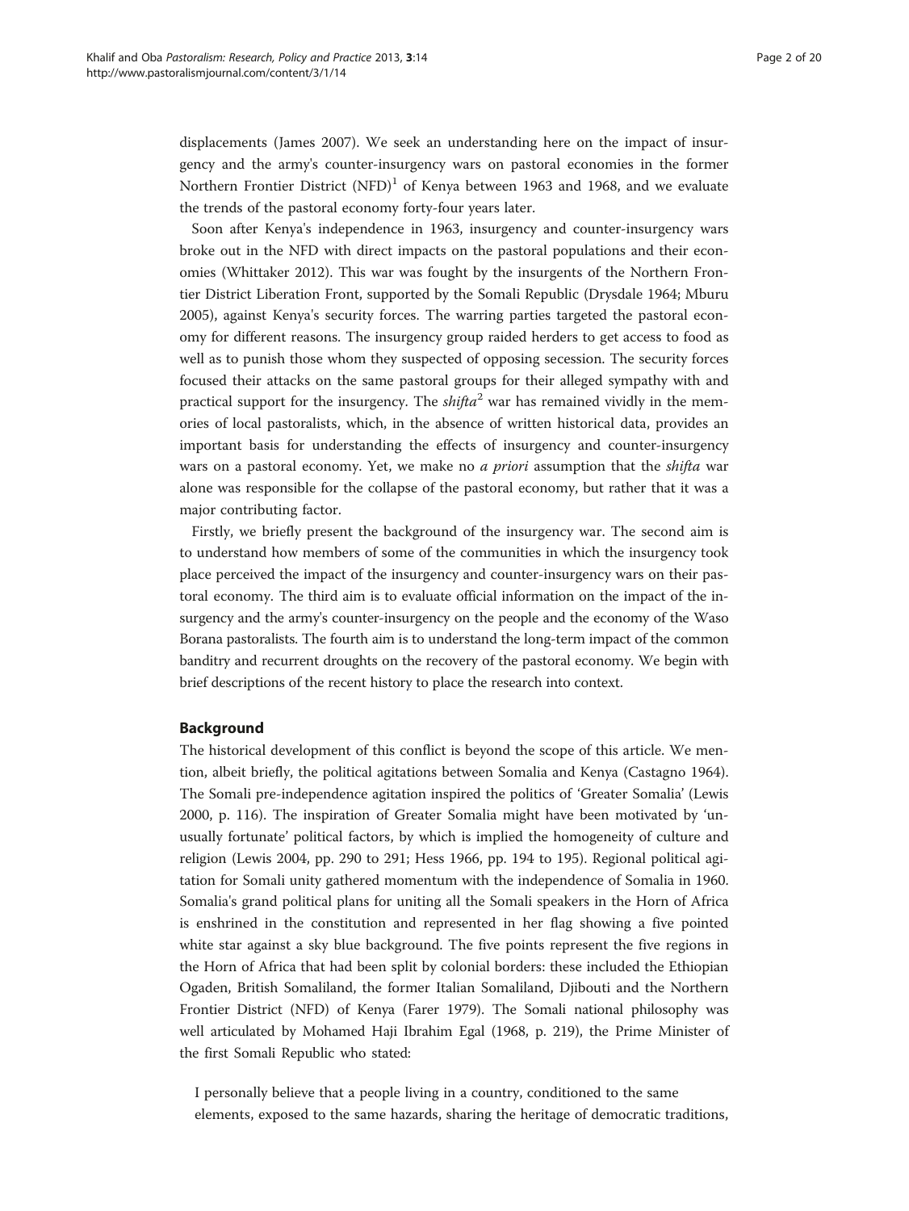displacements (James 2007). We seek an understanding here on the impact of insurgency and the army's counter-insurgency wars on pastoral economies in the former Northern Frontier District (NFD)[1] of Kenya between 1963 and 1968, and we evaluate the trends of the pastoral economy forty-four years later.

Soon after Kenya's independence in 1963, insurgency and counter-insurgency wars broke out in the NFD with direct impacts on the pastoral populations and their economies (Whittaker 2012). This war was fought by the insurgents of the Northern Frontier District Liberation Front, supported by the Somali Republic (Drysdale 1964; Mburu 2005), against Kenya's security forces. The warring parties targeted the pastoral economy for different reasons. The insurgency group raided herders to get access to food as well as to punish those whom they suspected of opposing secession. The security forces focused their attacks on the same pastoral groups for their alleged sympathy with and practical support for the insurgency. The *shifta*[2] war has remained vividly in the memories of local pastoralists, which, in the absence of written historical data, provides an important basis for understanding the effects of insurgency and counter-insurgency wars on a pastoral economy. Yet, we make no *a priori* assumption that the *shifta* war alone was responsible for the collapse of the pastoral economy, but rather that it was a major contributing factor.

Firstly, we briefly present the background of the insurgency war. The second aim is to understand how members of some of the communities in which the insurgency took place perceived the impact of the insurgency and counter-insurgency wars on their pastoral economy. The third aim is to evaluate official information on the impact of the insurgency and the army's counter-insurgency on the people and the economy of the Waso Borana pastoralists. The fourth aim is to understand the long-term impact of the common banditry and recurrent droughts on the recovery of the pastoral economy. We begin with brief descriptions of the recent history to place the research into context.

## Background

The historical development of this conflict is beyond the scope of this article. We mention, albeit briefly, the political agitations between Somalia and Kenya (Castagno 1964). The Somali pre-independence agitation inspired the politics of 'Greater Somalia' (Lewis 2000, p. 116). The inspiration of Greater Somalia might have been motivated by 'unusually fortunate' political factors, by which is implied the homogeneity of culture and religion (Lewis 2004, pp. 290 to 291; Hess 1966, pp. 194 to 195). Regional political agitation for Somali unity gathered momentum with the independence of Somalia in 1960. Somalia's grand political plans for uniting all the Somali speakers in the Horn of Africa is enshrined in the constitution and represented in her flag showing a five pointed white star against a sky blue background. The five points represent the five regions in the Horn of Africa that had been split by colonial borders: these included the Ethiopian Ogaden, British Somaliland, the former Italian Somaliland, Djibouti and the Northern Frontier District (NFD) of Kenya (Farer 1979). The Somali national philosophy was well articulated by Mohamed Haji Ibrahim Egal (1968, p. 219), the Prime Minister of the first Somali Republic who stated:

> I personally believe that a people living in a country, conditioned to the same elements, exposed to the same hazards, sharing the heritage of democratic traditions,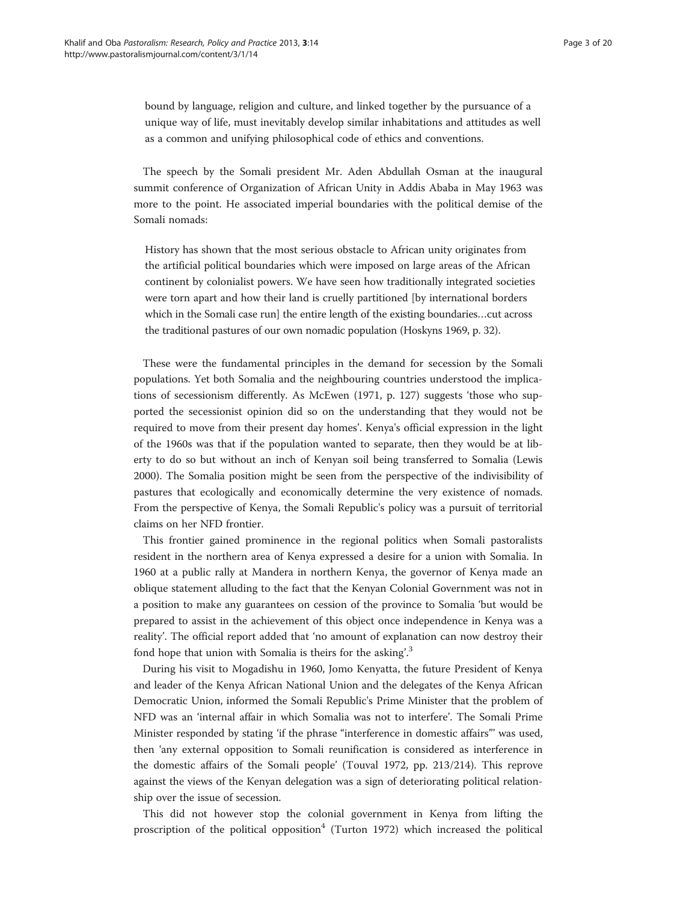> bound by language, religion and culture, and linked together by the pursuance of a unique way of life, must inevitably develop similar inhabitations and attitudes as well as a common and unifying philosophical code of ethics and conventions.

The speech by the Somali president Mr. Aden Abdullah Osman at the inaugural summit conference of Organization of African Unity in Addis Ababa in May 1963 was more to the point. He associated imperial boundaries with the political demise of the Somali nomads:

> History has shown that the most serious obstacle to African unity originates from the artificial political boundaries which were imposed on large areas of the African continent by colonialist powers. We have seen how traditionally integrated societies were torn apart and how their land is cruelly partitioned [by international borders which in the Somali case run] the entire length of the existing boundaries…cut across the traditional pastures of our own nomadic population (Hoskyns 1969, p. 32).

These were the fundamental principles in the demand for secession by the Somali populations. Yet both Somalia and the neighbouring countries understood the implications of secessionism differently. As McEwen (1971, p. 127) suggests 'those who supported the secessionist opinion did so on the understanding that they would not be required to move from their present day homes'. Kenya's official expression in the light of the 1960s was that if the population wanted to separate, then they would be at liberty to do so but without an inch of Kenyan soil being transferred to Somalia (Lewis 2000). The Somalia position might be seen from the perspective of the indivisibility of pastures that ecologically and economically determine the very existence of nomads. From the perspective of Kenya, the Somali Republic's policy was a pursuit of territorial claims on her NFD frontier.

This frontier gained prominence in the regional politics when Somali pastoralists resident in the northern area of Kenya expressed a desire for a union with Somalia. In 1960 at a public rally at Mandera in northern Kenya, the governor of Kenya made an oblique statement alluding to the fact that the Kenyan Colonial Government was not in a position to make any guarantees on cession of the province to Somalia 'but would be prepared to assist in the achievement of this object once independence in Kenya was a reality'. The official report added that 'no amount of explanation can now destroy their fond hope that union with Somalia is theirs for the asking'.[3]

During his visit to Mogadishu in 1960, Jomo Kenyatta, the future President of Kenya and leader of the Kenya African National Union and the delegates of the Kenya African Democratic Union, informed the Somali Republic's Prime Minister that the problem of NFD was an 'internal affair in which Somalia was not to interfere'. The Somali Prime Minister responded by stating 'if the phrase "interference in domestic affairs"' was used, then 'any external opposition to Somali reunification is considered as interference in the domestic affairs of the Somali people' (Touval 1972, pp. 213/214). This reprove against the views of the Kenyan delegation was a sign of deteriorating political relationship over the issue of secession.

This did not however stop the colonial government in Kenya from lifting the proscription of the political opposition[4] (Turton 1972) which increased the political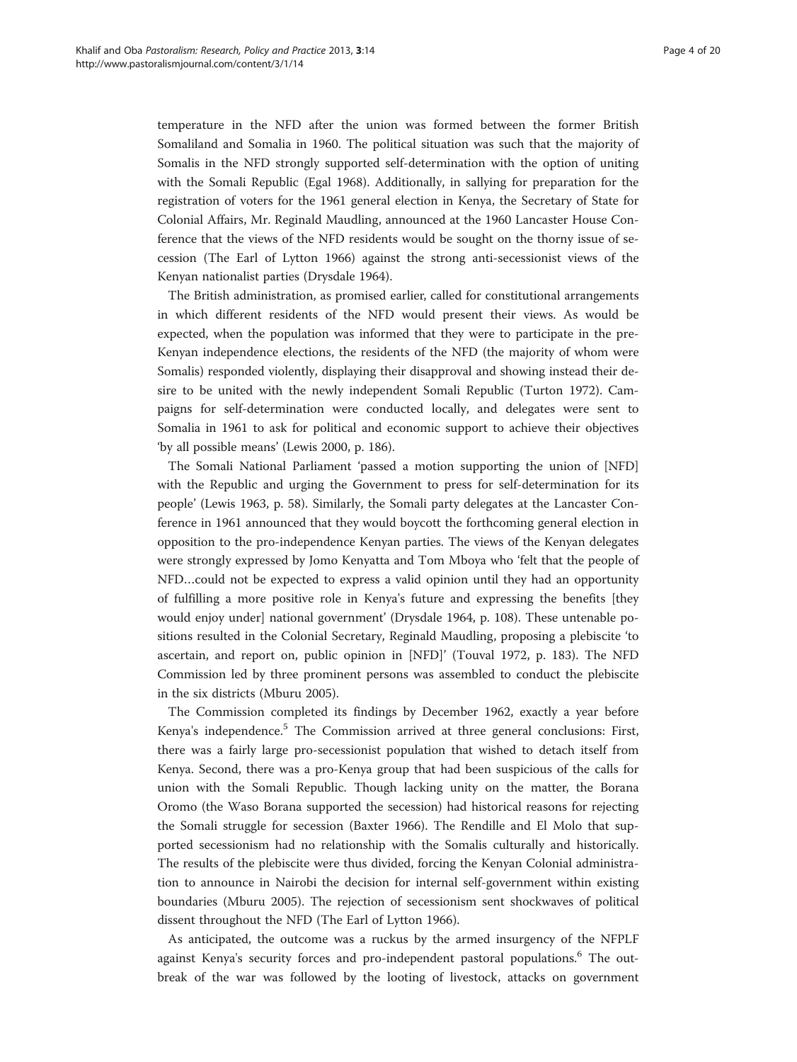temperature in the NFD after the union was formed between the former British Somaliland and Somalia in 1960. The political situation was such that the majority of Somalis in the NFD strongly supported self-determination with the option of uniting with the Somali Republic (Egal 1968). Additionally, in sallying for preparation for the registration of voters for the 1961 general election in Kenya, the Secretary of State for Colonial Affairs, Mr. Reginald Maudling, announced at the 1960 Lancaster House Conference that the views of the NFD residents would be sought on the thorny issue of secession (The Earl of Lytton 1966) against the strong anti-secessionist views of the Kenyan nationalist parties (Drysdale 1964).

The British administration, as promised earlier, called for constitutional arrangements in which different residents of the NFD would present their views. As would be expected, when the population was informed that they were to participate in the pre-Kenyan independence elections, the residents of the NFD (the majority of whom were Somalis) responded violently, displaying their disapproval and showing instead their desire to be united with the newly independent Somali Republic (Turton 1972). Campaigns for self-determination were conducted locally, and delegates were sent to Somalia in 1961 to ask for political and economic support to achieve their objectives 'by all possible means' (Lewis 2000, p. 186).

The Somali National Parliament 'passed a motion supporting the union of [NFD] with the Republic and urging the Government to press for self-determination for its people' (Lewis 1963, p. 58). Similarly, the Somali party delegates at the Lancaster Conference in 1961 announced that they would boycott the forthcoming general election in opposition to the pro-independence Kenyan parties. The views of the Kenyan delegates were strongly expressed by Jomo Kenyatta and Tom Mboya who 'felt that the people of NFD…could not be expected to express a valid opinion until they had an opportunity of fulfilling a more positive role in Kenya's future and expressing the benefits [they would enjoy under] national government' (Drysdale 1964, p. 108). These untenable positions resulted in the Colonial Secretary, Reginald Maudling, proposing a plebiscite 'to ascertain, and report on, public opinion in [NFD]' (Touval 1972, p. 183). The NFD Commission led by three prominent persons was assembled to conduct the plebiscite in the six districts (Mburu 2005).

The Commission completed its findings by December 1962, exactly a year before Kenya's independence.[5] The Commission arrived at three general conclusions: First, there was a fairly large pro-secessionist population that wished to detach itself from Kenya. Second, there was a pro-Kenya group that had been suspicious of the calls for union with the Somali Republic. Though lacking unity on the matter, the Borana Oromo (the Waso Borana supported the secession) had historical reasons for rejecting the Somali struggle for secession (Baxter 1966). The Rendille and El Molo that supported secessionism had no relationship with the Somalis culturally and historically. The results of the plebiscite were thus divided, forcing the Kenyan Colonial administration to announce in Nairobi the decision for internal self-government within existing boundaries (Mburu 2005). The rejection of secessionism sent shockwaves of political dissent throughout the NFD (The Earl of Lytton 1966).

As anticipated, the outcome was a ruckus by the armed insurgency of the NFPLF against Kenya's security forces and pro-independent pastoral populations.[6] The outbreak of the war was followed by the looting of livestock, attacks on government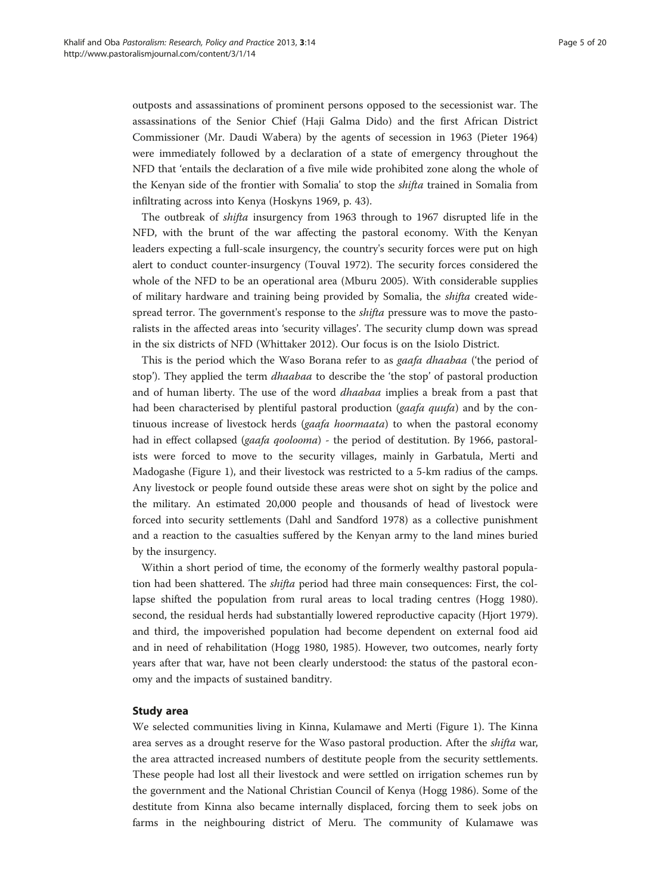outposts and assassinations of prominent persons opposed to the secessionist war. The assassinations of the Senior Chief (Haji Galma Dido) and the first African District Commissioner (Mr. Daudi Wabera) by the agents of secession in 1963 (Pieter 1964) were immediately followed by a declaration of a state of emergency throughout the NFD that 'entails the declaration of a five mile wide prohibited zone along the whole of the Kenyan side of the frontier with Somalia' to stop the *shifta* trained in Somalia from infiltrating across into Kenya (Hoskyns 1969, p. 43).

The outbreak of *shifta* insurgency from 1963 through to 1967 disrupted life in the NFD, with the brunt of the war affecting the pastoral economy. With the Kenyan leaders expecting a full-scale insurgency, the country's security forces were put on high alert to conduct counter-insurgency (Touval 1972). The security forces considered the whole of the NFD to be an operational area (Mburu 2005). With considerable supplies of military hardware and training being provided by Somalia, the *shifta* created widespread terror. The government's response to the *shifta* pressure was to move the pastoralists in the affected areas into 'security villages'. The security clump down was spread in the six districts of NFD (Whittaker 2012). Our focus is on the Isiolo District.

This is the period which the Waso Borana refer to as *gaafa dhaabaa* ('the period of stop'). They applied the term *dhaabaa* to describe the 'the stop' of pastoral production and of human liberty. The use of the word *dhaabaa* implies a break from a past that had been characterised by plentiful pastoral production (*gaafa quufa*) and by the continuous increase of livestock herds (*gaafa hoormaata*) to when the pastoral economy had in effect collapsed (*gaafa qoolooma*) - the period of destitution. By 1966, pastoralists were forced to move to the security villages, mainly in Garbatula, Merti and Madogashe (Figure 1), and their livestock was restricted to a 5-km radius of the camps. Any livestock or people found outside these areas were shot on sight by the police and the military. An estimated 20,000 people and thousands of head of livestock were forced into security settlements (Dahl and Sandford 1978) as a collective punishment and a reaction to the casualties suffered by the Kenyan army to the land mines buried by the insurgency.

Within a short period of time, the economy of the formerly wealthy pastoral population had been shattered. The *shifta* period had three main consequences: First, the collapse shifted the population from rural areas to local trading centres (Hogg 1980). second, the residual herds had substantially lowered reproductive capacity (Hjort 1979). and third, the impoverished population had become dependent on external food aid and in need of rehabilitation (Hogg 1980, 1985). However, two outcomes, nearly forty years after that war, have not been clearly understood: the status of the pastoral economy and the impacts of sustained banditry.

## Study area

We selected communities living in Kinna, Kulamawe and Merti (Figure 1). The Kinna area serves as a drought reserve for the Waso pastoral production. After the *shifta* war, the area attracted increased numbers of destitute people from the security settlements. These people had lost all their livestock and were settled on irrigation schemes run by the government and the National Christian Council of Kenya (Hogg 1986). Some of the destitute from Kinna also became internally displaced, forcing them to seek jobs on farms in the neighbouring district of Meru. The community of Kulamawe was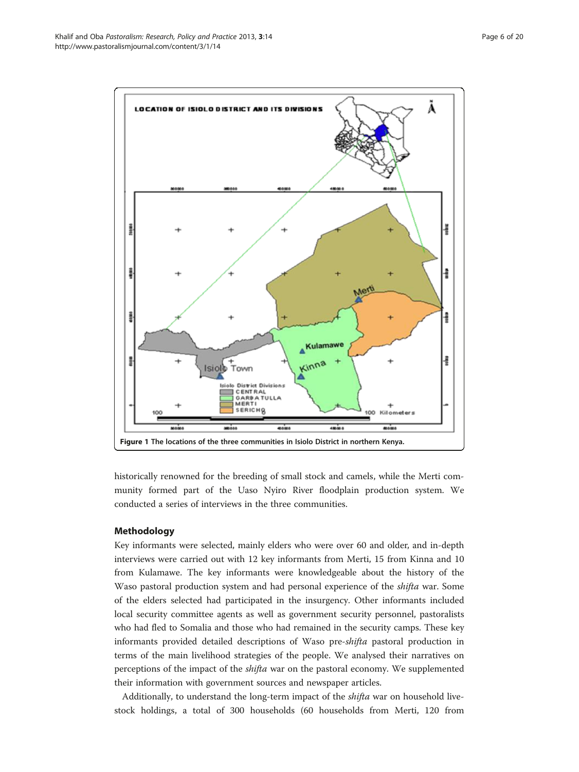Figure 1 The locations of the three communities in Isiolo District in northern Kenya.

historically renowned for the breeding of small stock and camels, while the Merti community formed part of the Uaso Nyiro River floodplain production system. We conducted a series of interviews in the three communities.

## Methodology

Key informants were selected, mainly elders who were over 60 and older, and in-depth interviews were carried out with 12 key informants from Merti, 15 from Kinna and 10 from Kulamawe. The key informants were knowledgeable about the history of the Waso pastoral production system and had personal experience of the *shifta* war. Some of the elders selected had participated in the insurgency. Other informants included local security committee agents as well as government security personnel, pastoralists who had fled to Somalia and those who had remained in the security camps. These key informants provided detailed descriptions of Waso pre-*shifta* pastoral production in terms of the main livelihood strategies of the people. We analysed their narratives on perceptions of the impact of the *shifta* war on the pastoral economy. We supplemented their information with government sources and newspaper articles.

Additionally, to understand the long-term impact of the *shifta* war on household livestock holdings, a total of 300 households (60 households from Merti, 120 from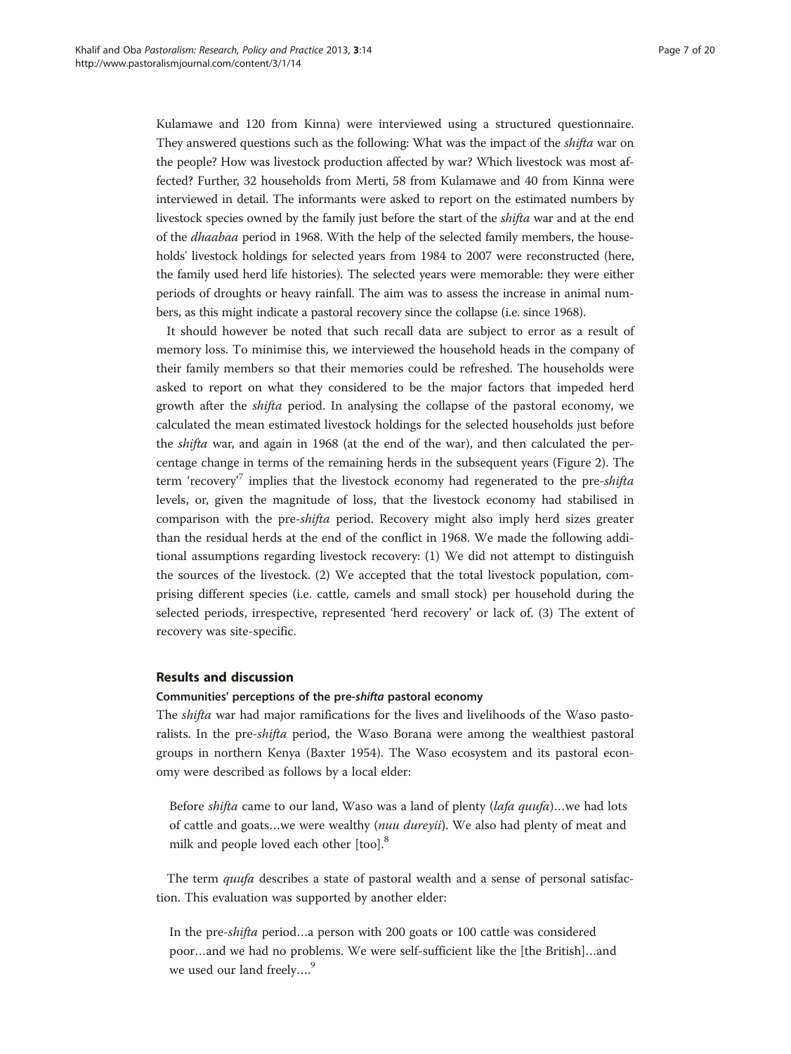Kulamawe and 120 from Kinna) were interviewed using a structured questionnaire. They answered questions such as the following: What was the impact of the *shifta* war on the people? How was livestock production affected by war? Which livestock was most affected? Further, 32 households from Merti, 58 from Kulamawe and 40 from Kinna were interviewed in detail. The informants were asked to report on the estimated numbers by livestock species owned by the family just before the start of the *shifta* war and at the end of the *dhaabaa* period in 1968. With the help of the selected family members, the households' livestock holdings for selected years from 1984 to 2007 were reconstructed (here, the family used herd life histories). The selected years were memorable: they were either periods of droughts or heavy rainfall. The aim was to assess the increase in animal numbers, as this might indicate a pastoral recovery since the collapse (i.e. since 1968).

It should however be noted that such recall data are subject to error as a result of memory loss. To minimise this, we interviewed the household heads in the company of their family members so that their memories could be refreshed. The households were asked to report on what they considered to be the major factors that impeded herd growth after the *shifta* period. In analysing the collapse of the pastoral economy, we calculated the mean estimated livestock holdings for the selected households just before the *shifta* war, and again in 1968 (at the end of the war), and then calculated the percentage change in terms of the remaining herds in the subsequent years (Figure 2). The term 'recovery'[7] implies that the livestock economy had regenerated to the pre-*shifta* levels, or, given the magnitude of loss, that the livestock economy had stabilised in comparison with the pre-*shifta* period. Recovery might also imply herd sizes greater than the residual herds at the end of the conflict in 1968. We made the following additional assumptions regarding livestock recovery: (1) We did not attempt to distinguish the sources of the livestock. (2) We accepted that the total livestock population, comprising different species (i.e. cattle, camels and small stock) per household during the selected periods, irrespective, represented 'herd recovery' or lack of. (3) The extent of recovery was site-specific.

## Results and discussion

### Communities' perceptions of the pre-*shifta* pastoral economy

The *shifta* war had major ramifications for the lives and livelihoods of the Waso pastoralists. In the pre-*shifta* period, the Waso Borana were among the wealthiest pastoral groups in northern Kenya (Baxter 1954). The Waso ecosystem and its pastoral economy were described as follows by a local elder:

> Before *shifta* came to our land, Waso was a land of plenty (*lafa quufa*)…we had lots of cattle and goats…we were wealthy (*nuu dureyii*). We also had plenty of meat and milk and people loved each other [too].[8]

The term *quufa* describes a state of pastoral wealth and a sense of personal satisfaction. This evaluation was supported by another elder:

> In the pre-*shifta* period…a person with 200 goats or 100 cattle was considered poor…and we had no problems. We were self-sufficient like the [the British]…and we used our land freely….[9]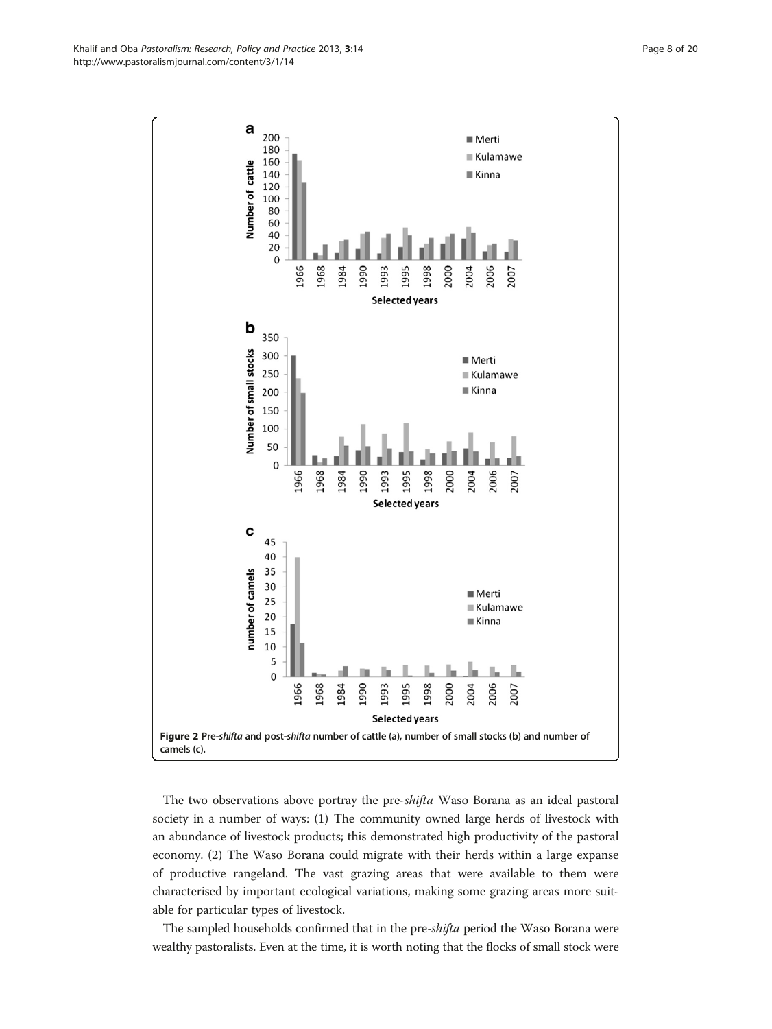Figure 2 Pre-*shifta* and post-*shifta* number of cattle (a), number of small stocks (b) and number of camels (c).

The two observations above portray the pre-*shifta* Waso Borana as an ideal pastoral society in a number of ways: (1) The community owned large herds of livestock with an abundance of livestock products; this demonstrated high productivity of the pastoral economy. (2) The Waso Borana could migrate with their herds within a large expanse of productive rangeland. The vast grazing areas that were available to them were characterised by important ecological variations, making some grazing areas more suitable for particular types of livestock.

The sampled households confirmed that in the pre-*shifta* period the Waso Borana were wealthy pastoralists. Even at the time, it is worth noting that the flocks of small stock were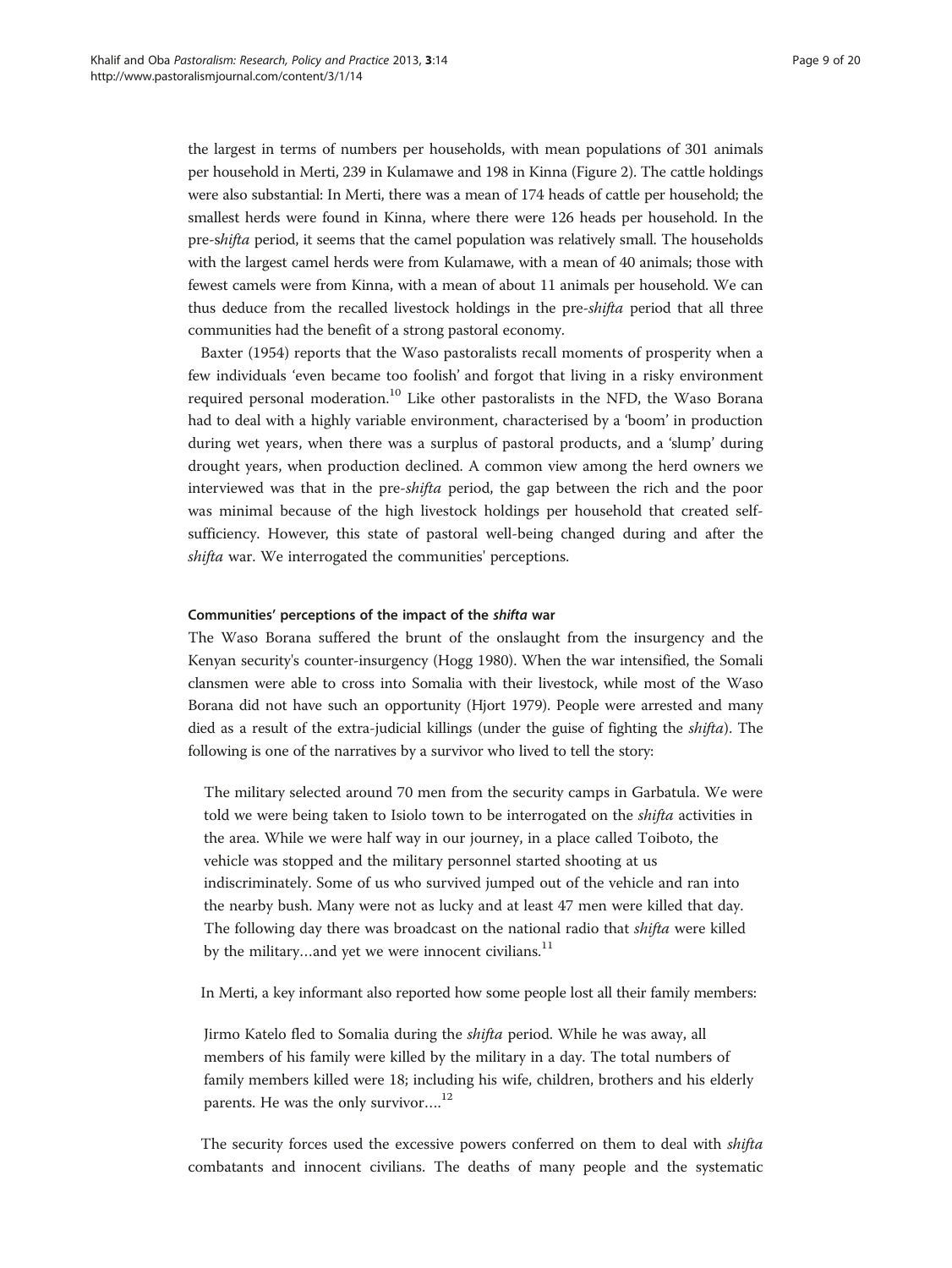the largest in terms of numbers per households, with mean populations of 301 animals per household in Merti, 239 in Kulamawe and 198 in Kinna (Figure 2). The cattle holdings were also substantial: In Merti, there was a mean of 174 heads of cattle per household; the smallest herds were found in Kinna, where there were 126 heads per household. In the pre-s*hifta* period, it seems that the camel population was relatively small. The households with the largest camel herds were from Kulamawe, with a mean of 40 animals; those with fewest camels were from Kinna, with a mean of about 11 animals per household. We can thus deduce from the recalled livestock holdings in the pre-*shifta* period that all three communities had the benefit of a strong pastoral economy.

Baxter (1954) reports that the Waso pastoralists recall moments of prosperity when a few individuals 'even became too foolish' and forgot that living in a risky environment required personal moderation.[10] Like other pastoralists in the NFD, the Waso Borana had to deal with a highly variable environment, characterised by a 'boom' in production during wet years, when there was a surplus of pastoral products, and a 'slump' during drought years, when production declined. A common view among the herd owners we interviewed was that in the pre-*shifta* period, the gap between the rich and the poor was minimal because of the high livestock holdings per household that created self-sufficiency. However, this state of pastoral well-being changed during and after the *shifta* war. We interrogated the communities' perceptions.

#### Communities' perceptions of the impact of the *shifta* war

The Waso Borana suffered the brunt of the onslaught from the insurgency and the Kenyan security's counter-insurgency (Hogg 1980). When the war intensified, the Somali clansmen were able to cross into Somalia with their livestock, while most of the Waso Borana did not have such an opportunity (Hjort 1979). People were arrested and many died as a result of the extra-judicial killings (under the guise of fighting the *shifta*). The following is one of the narratives by a survivor who lived to tell the story:

> The military selected around 70 men from the security camps in Garbatula. We were told we were being taken to Isiolo town to be interrogated on the *shifta* activities in the area. While we were half way in our journey, in a place called Toiboto, the vehicle was stopped and the military personnel started shooting at us indiscriminately. Some of us who survived jumped out of the vehicle and ran into the nearby bush. Many were not as lucky and at least 47 men were killed that day. The following day there was broadcast on the national radio that *shifta* were killed by the military…and yet we were innocent civilians.[11]

In Merti, a key informant also reported how some people lost all their family members:

> Jirmo Katelo fled to Somalia during the *shifta* period. While he was away, all members of his family were killed by the military in a day. The total numbers of family members killed were 18; including his wife, children, brothers and his elderly parents. He was the only survivor….[12]

The security forces used the excessive powers conferred on them to deal with *shifta* combatants and innocent civilians. The deaths of many people and the systematic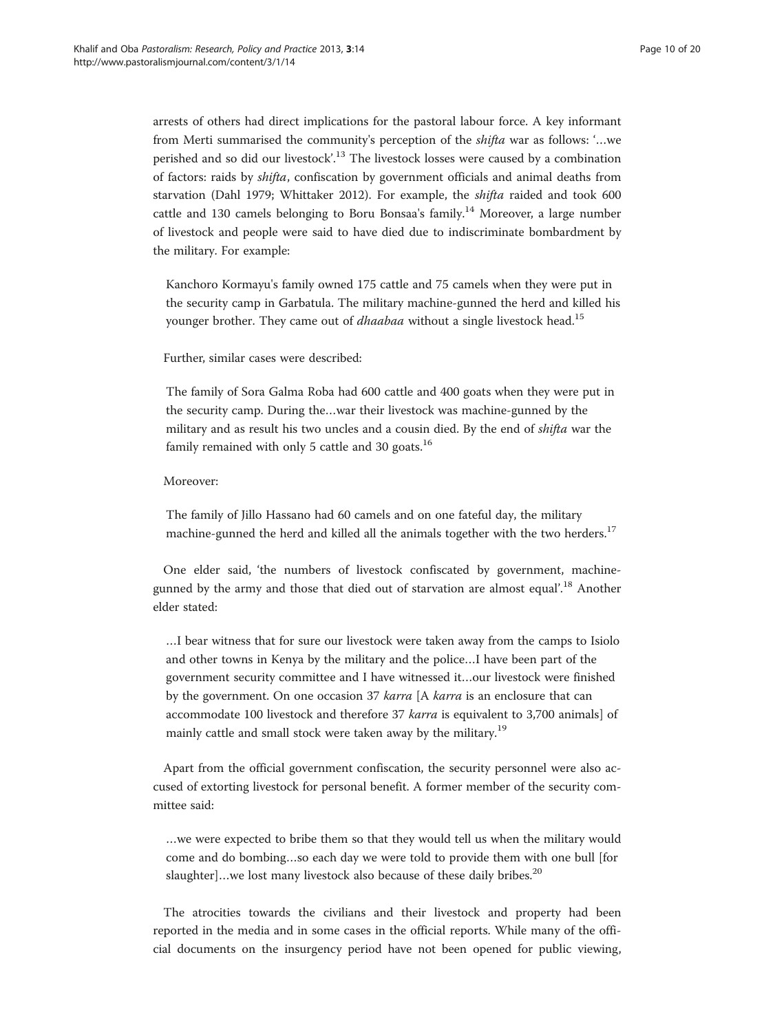arrests of others had direct implications for the pastoral labour force. A key informant from Merti summarised the community's perception of the *shifta* war as follows: '…we perished and so did our livestock'.[13] The livestock losses were caused by a combination of factors: raids by *shifta*, confiscation by government officials and animal deaths from starvation (Dahl 1979; Whittaker 2012). For example, the *shifta* raided and took 600 cattle and 130 camels belonging to Boru Bonsaa's family.[14] Moreover, a large number of livestock and people were said to have died due to indiscriminate bombardment by the military. For example:

> Kanchoro Kormayu's family owned 175 cattle and 75 camels when they were put in the security camp in Garbatula. The military machine-gunned the herd and killed his younger brother. They came out of *dhaabaa* without a single livestock head.[15]

Further, similar cases were described:

> The family of Sora Galma Roba had 600 cattle and 400 goats when they were put in the security camp. During the…war their livestock was machine-gunned by the military and as result his two uncles and a cousin died. By the end of *shifta* war the family remained with only 5 cattle and 30 goats.[16]

Moreover:

> The family of Jillo Hassano had 60 camels and on one fateful day, the military machine-gunned the herd and killed all the animals together with the two herders.[17]

One elder said, 'the numbers of livestock confiscated by government, machine-gunned by the army and those that died out of starvation are almost equal'.[18] Another elder stated:

> …I bear witness that for sure our livestock were taken away from the camps to Isiolo and other towns in Kenya by the military and the police…I have been part of the government security committee and I have witnessed it…our livestock were finished by the government. On one occasion 37 *karra* [A *karra* is an enclosure that can accommodate 100 livestock and therefore 37 *karra* is equivalent to 3,700 animals] of mainly cattle and small stock were taken away by the military.[19]

Apart from the official government confiscation, the security personnel were also accused of extorting livestock for personal benefit. A former member of the security committee said:

> …we were expected to bribe them so that they would tell us when the military would come and do bombing…so each day we were told to provide them with one bull [for slaughter]…we lost many livestock also because of these daily bribes.[20]

The atrocities towards the civilians and their livestock and property had been reported in the media and in some cases in the official reports. While many of the official documents on the insurgency period have not been opened for public viewing,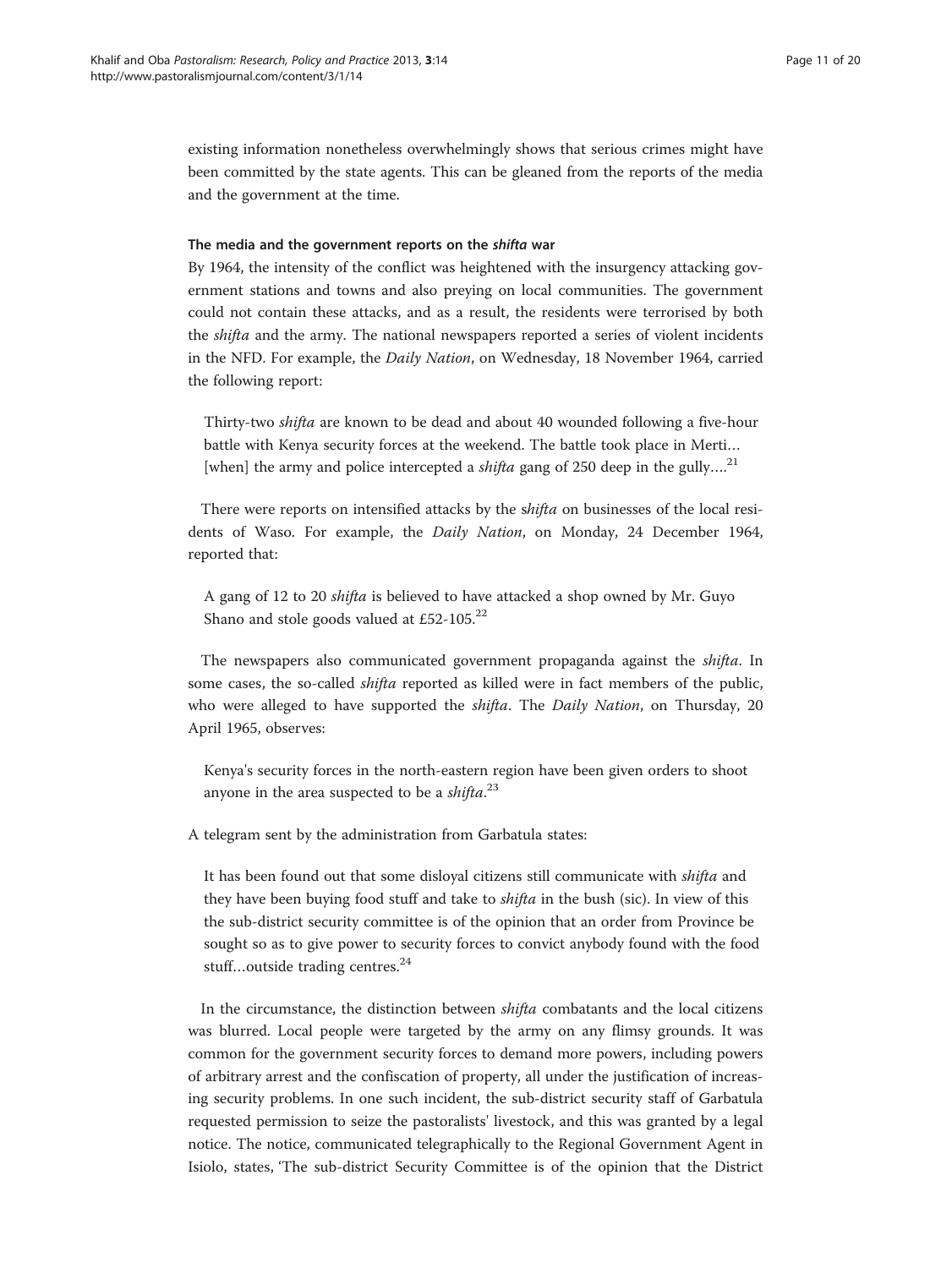existing information nonetheless overwhelmingly shows that serious crimes might have been committed by the state agents. This can be gleaned from the reports of the media and the government at the time.

### The media and the government reports on the *shifta* war

By 1964, the intensity of the conflict was heightened with the insurgency attacking government stations and towns and also preying on local communities. The government could not contain these attacks, and as a result, the residents were terrorised by both the *shifta* and the army. The national newspapers reported a series of violent incidents in the NFD. For example, the *Daily Nation*, on Wednesday, 18 November 1964, carried the following report:

> Thirty-two *shifta* are known to be dead and about 40 wounded following a five-hour battle with Kenya security forces at the weekend. The battle took place in Merti… [when] the army and police intercepted a *shifta* gang of 250 deep in the gully….[21]

There were reports on intensified attacks by the s*hifta* on businesses of the local residents of Waso. For example, the *Daily Nation*, on Monday, 24 December 1964, reported that:

> A gang of 12 to 20 *shifta* is believed to have attacked a shop owned by Mr. Guyo Shano and stole goods valued at £52-105.[22]

The newspapers also communicated government propaganda against the *shifta*. In some cases, the so-called *shifta* reported as killed were in fact members of the public, who were alleged to have supported the *shifta*. The *Daily Nation*, on Thursday, 20 April 1965, observes:

> Kenya's security forces in the north-eastern region have been given orders to shoot anyone in the area suspected to be a *shifta*.[23]

A telegram sent by the administration from Garbatula states:

> It has been found out that some disloyal citizens still communicate with *shifta* and they have been buying food stuff and take to *shifta* in the bush (sic). In view of this the sub-district security committee is of the opinion that an order from Province be sought so as to give power to security forces to convict anybody found with the food stuff…outside trading centres.[24]

In the circumstance, the distinction between *shifta* combatants and the local citizens was blurred. Local people were targeted by the army on any flimsy grounds. It was common for the government security forces to demand more powers, including powers of arbitrary arrest and the confiscation of property, all under the justification of increasing security problems. In one such incident, the sub-district security staff of Garbatula requested permission to seize the pastoralists' livestock, and this was granted by a legal notice. The notice, communicated telegraphically to the Regional Government Agent in Isiolo, states, 'The sub-district Security Committee is of the opinion that the District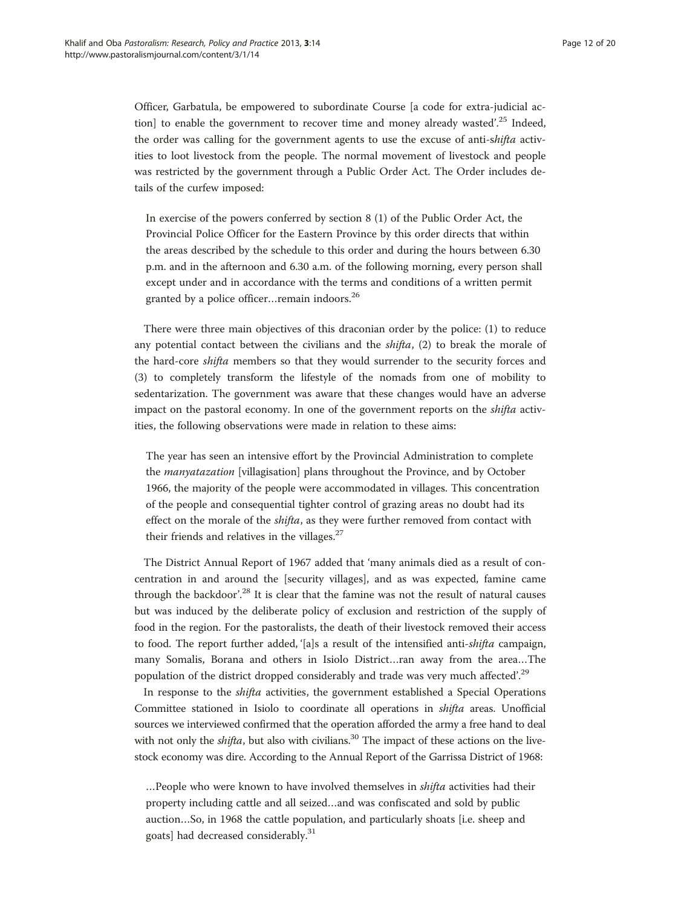Officer, Garbatula, be empowered to subordinate Course [a code for extra-judicial action] to enable the government to recover time and money already wasted'.[25] Indeed, the order was calling for the government agents to use the excuse of anti-s*hifta* activities to loot livestock from the people. The normal movement of livestock and people was restricted by the government through a Public Order Act. The Order includes details of the curfew imposed:

> In exercise of the powers conferred by section 8 (1) of the Public Order Act, the Provincial Police Officer for the Eastern Province by this order directs that within the areas described by the schedule to this order and during the hours between 6.30 p.m. and in the afternoon and 6.30 a.m. of the following morning, every person shall except under and in accordance with the terms and conditions of a written permit granted by a police officer…remain indoors.[26]

There were three main objectives of this draconian order by the police: (1) to reduce any potential contact between the civilians and the *shifta*, (2) to break the morale of the hard-core *shifta* members so that they would surrender to the security forces and (3) to completely transform the lifestyle of the nomads from one of mobility to sedentarization. The government was aware that these changes would have an adverse impact on the pastoral economy. In one of the government reports on the *shifta* activities, the following observations were made in relation to these aims:

> The year has seen an intensive effort by the Provincial Administration to complete the *manyatazation* [villagisation] plans throughout the Province, and by October 1966, the majority of the people were accommodated in villages. This concentration of the people and consequential tighter control of grazing areas no doubt had its effect on the morale of the *shifta*, as they were further removed from contact with their friends and relatives in the villages.[27]

The District Annual Report of 1967 added that 'many animals died as a result of concentration in and around the [security villages], and as was expected, famine came through the backdoor'.[28] It is clear that the famine was not the result of natural causes but was induced by the deliberate policy of exclusion and restriction of the supply of food in the region. For the pastoralists, the death of their livestock removed their access to food. The report further added, '[a]s a result of the intensified anti-*shifta* campaign, many Somalis, Borana and others in Isiolo District…ran away from the area…The population of the district dropped considerably and trade was very much affected'.[29]

In response to the *shifta* activities, the government established a Special Operations Committee stationed in Isiolo to coordinate all operations in *shifta* areas. Unofficial sources we interviewed confirmed that the operation afforded the army a free hand to deal with not only the *shifta*, but also with civilians.[30] The impact of these actions on the livestock economy was dire. According to the Annual Report of the Garrissa District of 1968:

> …People who were known to have involved themselves in *shifta* activities had their property including cattle and all seized…and was confiscated and sold by public auction…So, in 1968 the cattle population, and particularly shoats [i.e. sheep and goats] had decreased considerably.[31]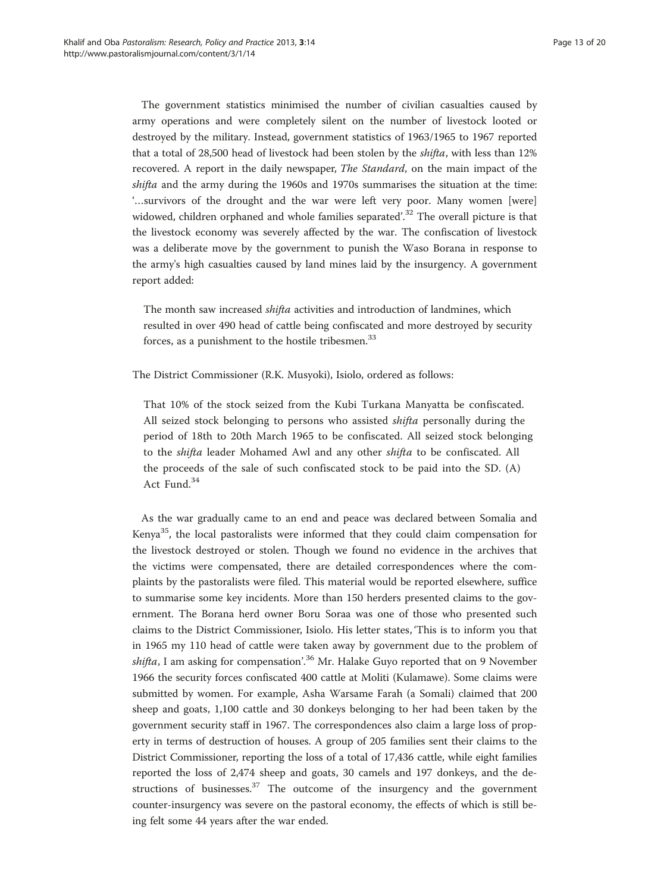The government statistics minimised the number of civilian casualties caused by army operations and were completely silent on the number of livestock looted or destroyed by the military. Instead, government statistics of 1963/1965 to 1967 reported that a total of 28,500 head of livestock had been stolen by the *shifta*, with less than 12% recovered. A report in the daily newspaper, *The Standard*, on the main impact of the *shifta* and the army during the 1960s and 1970s summarises the situation at the time: '…survivors of the drought and the war were left very poor. Many women [were] widowed, children orphaned and whole families separated'.[32] The overall picture is that the livestock economy was severely affected by the war. The confiscation of livestock was a deliberate move by the government to punish the Waso Borana in response to the army's high casualties caused by land mines laid by the insurgency. A government report added:

> The month saw increased *shifta* activities and introduction of landmines, which resulted in over 490 head of cattle being confiscated and more destroyed by security forces, as a punishment to the hostile tribesmen.[33]

The District Commissioner (R.K. Musyoki), Isiolo, ordered as follows:

> That 10% of the stock seized from the Kubi Turkana Manyatta be confiscated. All seized stock belonging to persons who assisted *shifta* personally during the period of 18th to 20th March 1965 to be confiscated. All seized stock belonging to the *shifta* leader Mohamed Awl and any other *shifta* to be confiscated. All the proceeds of the sale of such confiscated stock to be paid into the SD. (A) Act Fund.[34]

As the war gradually came to an end and peace was declared between Somalia and Kenya[35], the local pastoralists were informed that they could claim compensation for the livestock destroyed or stolen. Though we found no evidence in the archives that the victims were compensated, there are detailed correspondences where the complaints by the pastoralists were filed. This material would be reported elsewhere, suffice to summarise some key incidents. More than 150 herders presented claims to the government. The Borana herd owner Boru Soraa was one of those who presented such claims to the District Commissioner, Isiolo. His letter states, 'This is to inform you that in 1965 my 110 head of cattle were taken away by government due to the problem of *shifta*, I am asking for compensation'.[36] Mr. Halake Guyo reported that on 9 November 1966 the security forces confiscated 400 cattle at Moliti (Kulamawe). Some claims were submitted by women. For example, Asha Warsame Farah (a Somali) claimed that 200 sheep and goats, 1,100 cattle and 30 donkeys belonging to her had been taken by the government security staff in 1967. The correspondences also claim a large loss of property in terms of destruction of houses. A group of 205 families sent their claims to the District Commissioner, reporting the loss of a total of 17,436 cattle, while eight families reported the loss of 2,474 sheep and goats, 30 camels and 197 donkeys, and the destructions of businesses.[37] The outcome of the insurgency and the government counter-insurgency was severe on the pastoral economy, the effects of which is still being felt some 44 years after the war ended.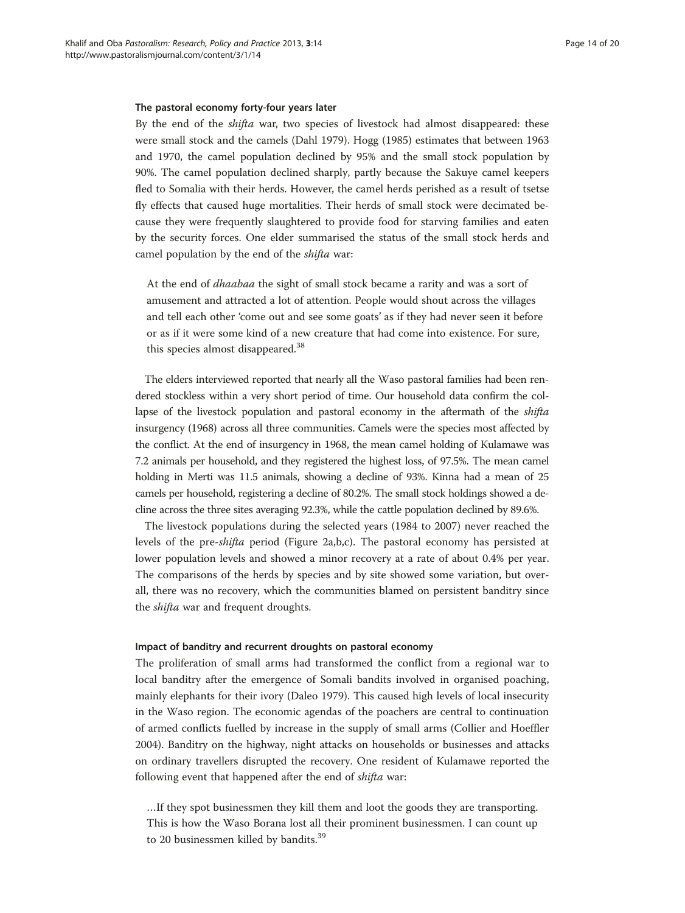### The pastoral economy forty-four years later

By the end of the *shifta* war, two species of livestock had almost disappeared: these were small stock and the camels (Dahl 1979). Hogg (1985) estimates that between 1963 and 1970, the camel population declined by 95% and the small stock population by 90%. The camel population declined sharply, partly because the Sakuye camel keepers fled to Somalia with their herds. However, the camel herds perished as a result of tsetse fly effects that caused huge mortalities. Their herds of small stock were decimated because they were frequently slaughtered to provide food for starving families and eaten by the security forces. One elder summarised the status of the small stock herds and camel population by the end of the *shifta* war:

> At the end of *dhaabaa* the sight of small stock became a rarity and was a sort of amusement and attracted a lot of attention. People would shout across the villages and tell each other 'come out and see some goats' as if they had never seen it before or as if it were some kind of a new creature that had come into existence. For sure, this species almost disappeared.[38]

The elders interviewed reported that nearly all the Waso pastoral families had been rendered stockless within a very short period of time. Our household data confirm the collapse of the livestock population and pastoral economy in the aftermath of the *shifta* insurgency (1968) across all three communities. Camels were the species most affected by the conflict. At the end of insurgency in 1968, the mean camel holding of Kulamawe was 7.2 animals per household, and they registered the highest loss, of 97.5%. The mean camel holding in Merti was 11.5 animals, showing a decline of 93%. Kinna had a mean of 25 camels per household, registering a decline of 80.2%. The small stock holdings showed a decline across the three sites averaging 92.3%, while the cattle population declined by 89.6%.

The livestock populations during the selected years (1984 to 2007) never reached the levels of the pre-*shifta* period (Figure 2a,b,c). The pastoral economy has persisted at lower population levels and showed a minor recovery at a rate of about 0.4% per year. The comparisons of the herds by species and by site showed some variation, but overall, there was no recovery, which the communities blamed on persistent banditry since the *shifta* war and frequent droughts.

### Impact of banditry and recurrent droughts on pastoral economy

The proliferation of small arms had transformed the conflict from a regional war to local banditry after the emergence of Somali bandits involved in organised poaching, mainly elephants for their ivory (Daleo 1979). This caused high levels of local insecurity in the Waso region. The economic agendas of the poachers are central to continuation of armed conflicts fuelled by increase in the supply of small arms (Collier and Hoeffler 2004). Banditry on the highway, night attacks on households or businesses and attacks on ordinary travellers disrupted the recovery. One resident of Kulamawe reported the following event that happened after the end of *shifta* war:

> …If they spot businessmen they kill them and loot the goods they are transporting. This is how the Waso Borana lost all their prominent businessmen. I can count up to 20 businessmen killed by bandits.[39]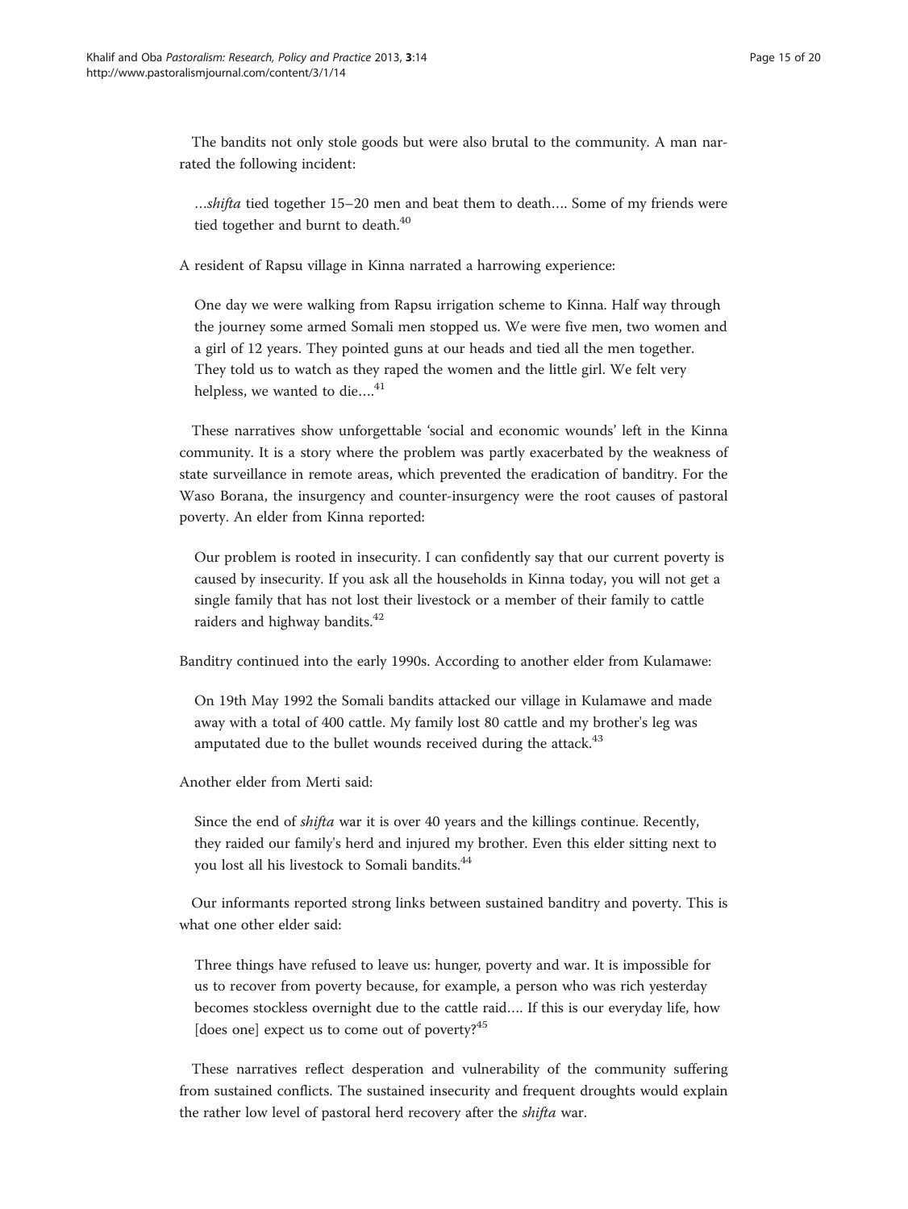The bandits not only stole goods but were also brutal to the community. A man narrated the following incident:

> …*shifta* tied together 15–20 men and beat them to death…. Some of my friends were tied together and burnt to death.[40]

A resident of Rapsu village in Kinna narrated a harrowing experience:

> One day we were walking from Rapsu irrigation scheme to Kinna. Half way through the journey some armed Somali men stopped us. We were five men, two women and a girl of 12 years. They pointed guns at our heads and tied all the men together. They told us to watch as they raped the women and the little girl. We felt very helpless, we wanted to die….[41]

These narratives show unforgettable 'social and economic wounds' left in the Kinna community. It is a story where the problem was partly exacerbated by the weakness of state surveillance in remote areas, which prevented the eradication of banditry. For the Waso Borana, the insurgency and counter-insurgency were the root causes of pastoral poverty. An elder from Kinna reported:

> Our problem is rooted in insecurity. I can confidently say that our current poverty is caused by insecurity. If you ask all the households in Kinna today, you will not get a single family that has not lost their livestock or a member of their family to cattle raiders and highway bandits.[42]

Banditry continued into the early 1990s. According to another elder from Kulamawe:

> On 19th May 1992 the Somali bandits attacked our village in Kulamawe and made away with a total of 400 cattle. My family lost 80 cattle and my brother's leg was amputated due to the bullet wounds received during the attack.[43]

Another elder from Merti said:

> Since the end of *shifta* war it is over 40 years and the killings continue. Recently, they raided our family's herd and injured my brother. Even this elder sitting next to you lost all his livestock to Somali bandits.[44]

Our informants reported strong links between sustained banditry and poverty. This is what one other elder said:

> Three things have refused to leave us: hunger, poverty and war. It is impossible for us to recover from poverty because, for example, a person who was rich yesterday becomes stockless overnight due to the cattle raid…. If this is our everyday life, how [does one] expect us to come out of poverty?[45]

These narratives reflect desperation and vulnerability of the community suffering from sustained conflicts. The sustained insecurity and frequent droughts would explain the rather low level of pastoral herd recovery after the *shifta* war.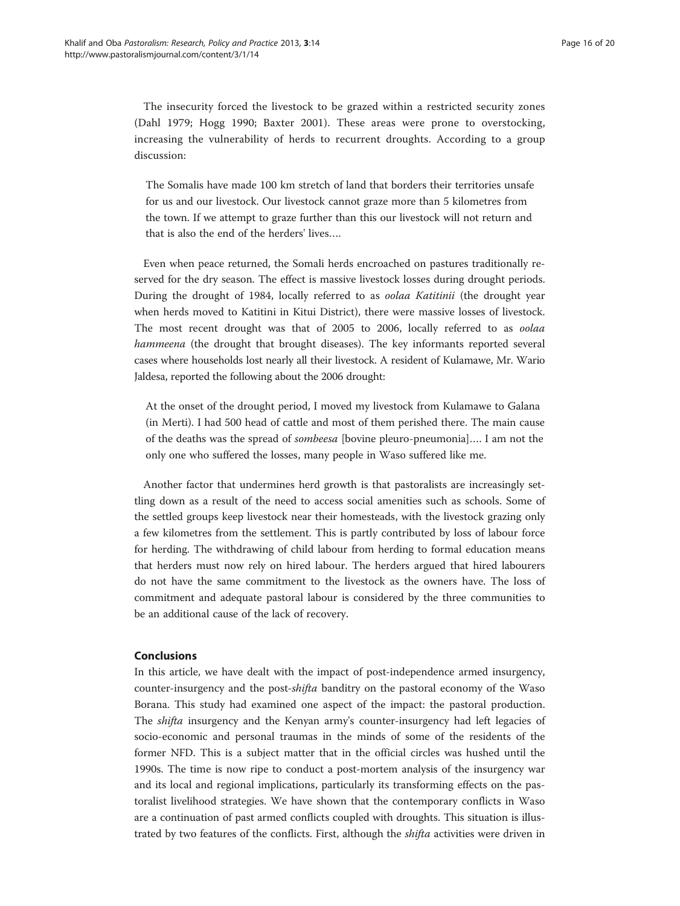The insecurity forced the livestock to be grazed within a restricted security zones (Dahl 1979; Hogg 1990; Baxter 2001). These areas were prone to overstocking, increasing the vulnerability of herds to recurrent droughts. According to a group discussion:

> The Somalis have made 100 km stretch of land that borders their territories unsafe for us and our livestock. Our livestock cannot graze more than 5 kilometres from the town. If we attempt to graze further than this our livestock will not return and that is also the end of the herders' lives….

Even when peace returned, the Somali herds encroached on pastures traditionally reserved for the dry season. The effect is massive livestock losses during drought periods. During the drought of 1984, locally referred to as *oolaa Katitinii* (the drought year when herds moved to Katitini in Kitui District), there were massive losses of livestock. The most recent drought was that of 2005 to 2006, locally referred to as *oolaa hammeena* (the drought that brought diseases). The key informants reported several cases where households lost nearly all their livestock. A resident of Kulamawe, Mr. Wario Jaldesa, reported the following about the 2006 drought:

> At the onset of the drought period, I moved my livestock from Kulamawe to Galana (in Merti). I had 500 head of cattle and most of them perished there. The main cause of the deaths was the spread of *sombeesa* [bovine pleuro-pneumonia]…. I am not the only one who suffered the losses, many people in Waso suffered like me.

Another factor that undermines herd growth is that pastoralists are increasingly settling down as a result of the need to access social amenities such as schools. Some of the settled groups keep livestock near their homesteads, with the livestock grazing only a few kilometres from the settlement. This is partly contributed by loss of labour force for herding. The withdrawing of child labour from herding to formal education means that herders must now rely on hired labour. The herders argued that hired labourers do not have the same commitment to the livestock as the owners have. The loss of commitment and adequate pastoral labour is considered by the three communities to be an additional cause of the lack of recovery.

## Conclusions

In this article, we have dealt with the impact of post-independence armed insurgency, counter-insurgency and the post-*shifta* banditry on the pastoral economy of the Waso Borana. This study had examined one aspect of the impact: the pastoral production. The *shifta* insurgency and the Kenyan army's counter-insurgency had left legacies of socio-economic and personal traumas in the minds of some of the residents of the former NFD. This is a subject matter that in the official circles was hushed until the 1990s. The time is now ripe to conduct a post-mortem analysis of the insurgency war and its local and regional implications, particularly its transforming effects on the pastoralist livelihood strategies. We have shown that the contemporary conflicts in Waso are a continuation of past armed conflicts coupled with droughts. This situation is illustrated by two features of the conflicts. First, although the *shifta* activities were driven in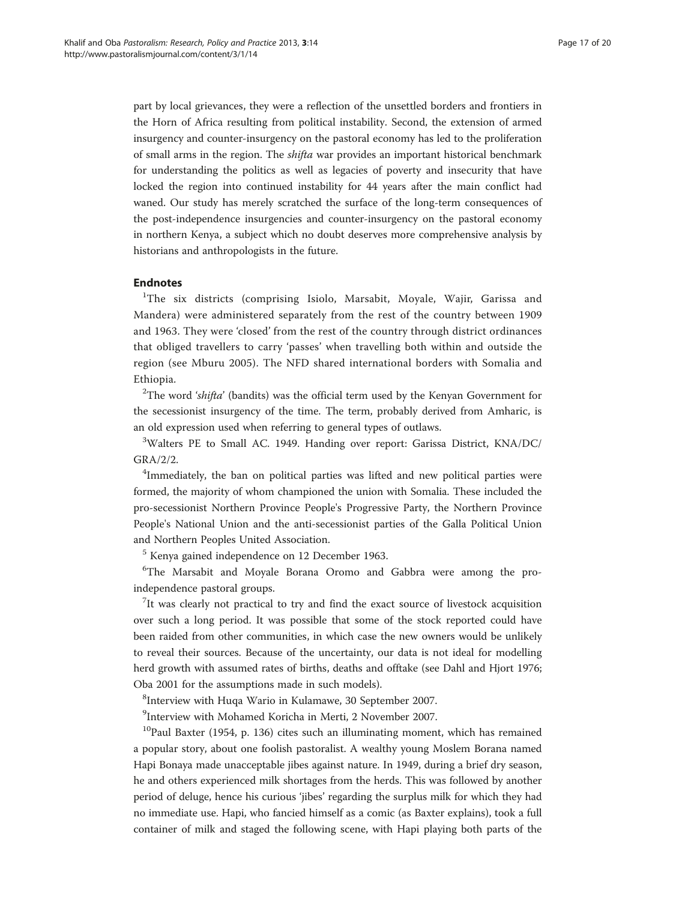part by local grievances, they were a reflection of the unsettled borders and frontiers in the Horn of Africa resulting from political instability. Second, the extension of armed insurgency and counter-insurgency on the pastoral economy has led to the proliferation of small arms in the region. The *shifta* war provides an important historical benchmark for understanding the politics as well as legacies of poverty and insecurity that have locked the region into continued instability for 44 years after the main conflict had waned. Our study has merely scratched the surface of the long-term consequences of the post-independence insurgencies and counter-insurgency on the pastoral economy in northern Kenya, a subject which no doubt deserves more comprehensive analysis by historians and anthropologists in the future.

## Endnotes

[1]The six districts (comprising Isiolo, Marsabit, Moyale, Wajir, Garissa and Mandera) were administered separately from the rest of the country between 1909 and 1963. They were 'closed' from the rest of the country through district ordinances that obliged travellers to carry 'passes' when travelling both within and outside the region (see Mburu 2005). The NFD shared international borders with Somalia and Ethiopia.

[2]The word '*shifta*' (bandits) was the official term used by the Kenyan Government for the secessionist insurgency of the time. The term, probably derived from Amharic, is an old expression used when referring to general types of outlaws.

[3]Walters PE to Small AC. 1949. Handing over report: Garissa District, KNA/DC/GRA/2/2.

[4]Immediately, the ban on political parties was lifted and new political parties were formed, the majority of whom championed the union with Somalia. These included the pro-secessionist Northern Province People's Progressive Party, the Northern Province People's National Union and the anti-secessionist parties of the Galla Political Union and Northern Peoples United Association.

[5] Kenya gained independence on 12 December 1963.

[6]The Marsabit and Moyale Borana Oromo and Gabbra were among the pro-independence pastoral groups.

[7]It was clearly not practical to try and find the exact source of livestock acquisition over such a long period. It was possible that some of the stock reported could have been raided from other communities, in which case the new owners would be unlikely to reveal their sources. Because of the uncertainty, our data is not ideal for modelling herd growth with assumed rates of births, deaths and offtake (see Dahl and Hjort 1976; Oba 2001 for the assumptions made in such models).

[8]Interview with Huqa Wario in Kulamawe, 30 September 2007.

[9]Interview with Mohamed Koricha in Merti, 2 November 2007.

[10]Paul Baxter (1954, p. 136) cites such an illuminating moment, which has remained a popular story, about one foolish pastoralist. A wealthy young Moslem Borana named Hapi Bonaya made unacceptable jibes against nature. In 1949, during a brief dry season, he and others experienced milk shortages from the herds. This was followed by another period of deluge, hence his curious 'jibes' regarding the surplus milk for which they had no immediate use. Hapi, who fancied himself as a comic (as Baxter explains), took a full container of milk and staged the following scene, with Hapi playing both parts of the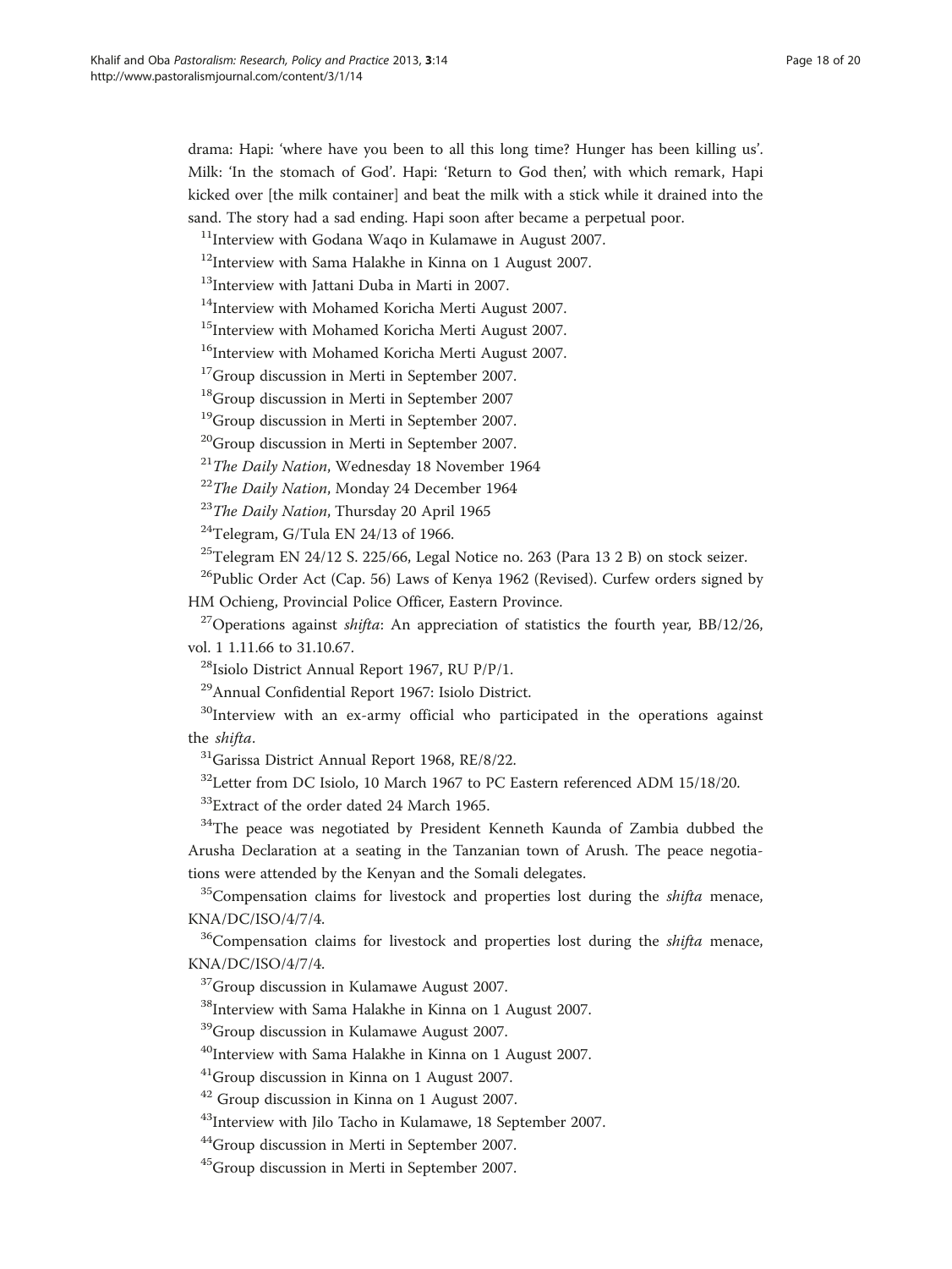drama: Hapi: 'where have you been to all this long time? Hunger has been killing us'. Milk: 'In the stomach of God'. Hapi: 'Return to God then', with which remark, Hapi kicked over [the milk container] and beat the milk with a stick while it drained into the sand. The story had a sad ending. Hapi soon after became a perpetual poor.

[11]Interview with Godana Waqo in Kulamawe in August 2007.

[12]Interview with Sama Halakhe in Kinna on 1 August 2007.

[13]Interview with Jattani Duba in Marti in 2007.

[14]Interview with Mohamed Koricha Merti August 2007.

[15]Interview with Mohamed Koricha Merti August 2007.

[16]Interview with Mohamed Koricha Merti August 2007.

[17]Group discussion in Merti in September 2007.

[18]Group discussion in Merti in September 2007

[19]Group discussion in Merti in September 2007.

[20]Group discussion in Merti in September 2007.

[21]*The Daily Nation*, Wednesday 18 November 1964

[22]*The Daily Nation*, Monday 24 December 1964

[23]*The Daily Nation*, Thursday 20 April 1965

[24]Telegram, G/Tula EN 24/13 of 1966.

[25]Telegram EN 24/12 S. 225/66, Legal Notice no. 263 (Para 13 2 B) on stock seizer.

[26]Public Order Act (Cap. 56) Laws of Kenya 1962 (Revised). Curfew orders signed by HM Ochieng, Provincial Police Officer, Eastern Province.

[27]Operations against *shifta*: An appreciation of statistics the fourth year, BB/12/26, vol. 1 1.11.66 to 31.10.67.

[28]Isiolo District Annual Report 1967, RU P/P/1.

[29]Annual Confidential Report 1967: Isiolo District.

[30]Interview with an ex-army official who participated in the operations against the *shifta*.

[31]Garissa District Annual Report 1968, RE/8/22.

[32]Letter from DC Isiolo, 10 March 1967 to PC Eastern referenced ADM 15/18/20.

[33]Extract of the order dated 24 March 1965.

[34]The peace was negotiated by President Kenneth Kaunda of Zambia dubbed the Arusha Declaration at a seating in the Tanzanian town of Arush. The peace negotiations were attended by the Kenyan and the Somali delegates.

[35]Compensation claims for livestock and properties lost during the *shifta* menace, KNA/DC/ISO/4/7/4.

[36]Compensation claims for livestock and properties lost during the *shifta* menace, KNA/DC/ISO/4/7/4.

[37]Group discussion in Kulamawe August 2007.

[38]Interview with Sama Halakhe in Kinna on 1 August 2007.

[39]Group discussion in Kulamawe August 2007.

[40]Interview with Sama Halakhe in Kinna on 1 August 2007.

[41]Group discussion in Kinna on 1 August 2007.

[42] Group discussion in Kinna on 1 August 2007.

[43]Interview with Jilo Tacho in Kulamawe, 18 September 2007.

[44]Group discussion in Merti in September 2007.

[45]Group discussion in Merti in September 2007.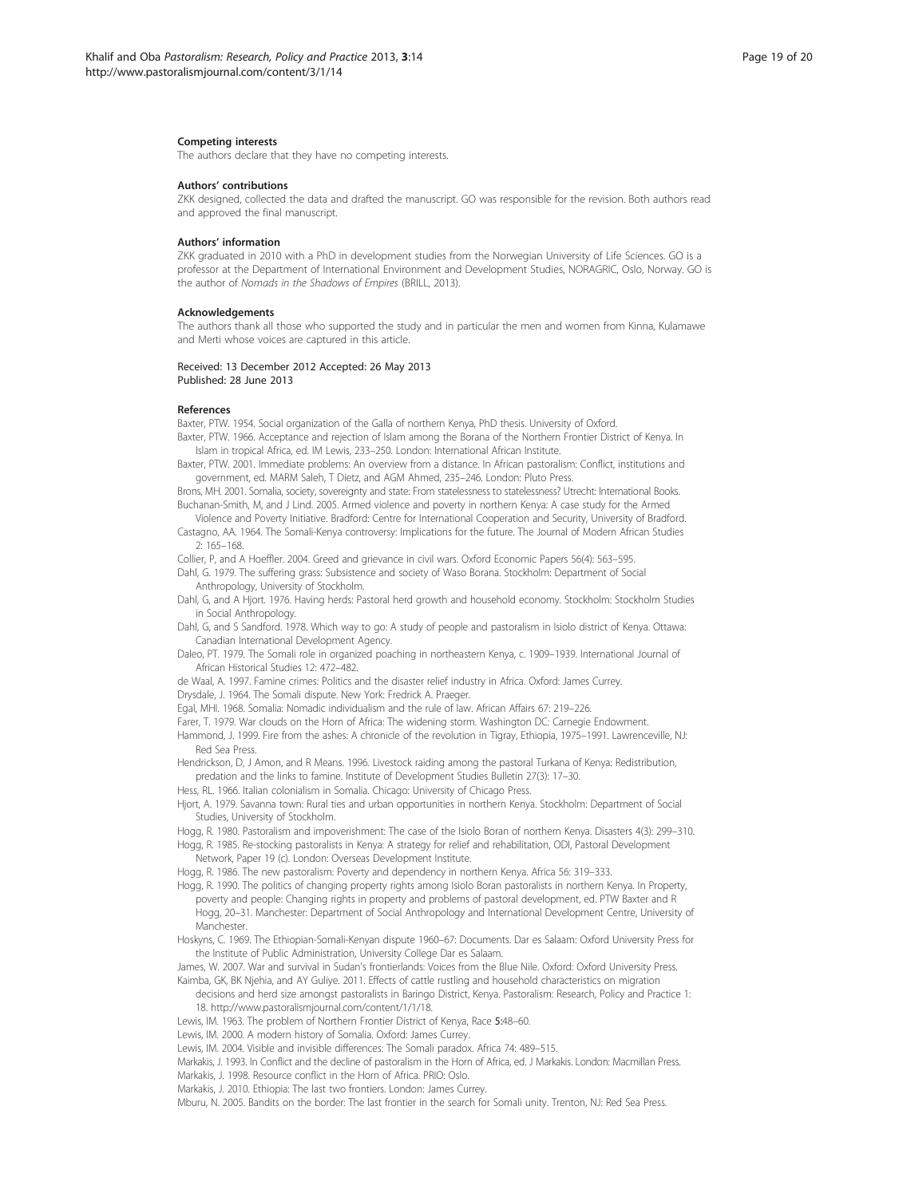#### Competing interests

The authors declare that they have no competing interests.

#### Authors' contributions

ZKK designed, collected the data and drafted the manuscript. GO was responsible for the revision. Both authors read and approved the final manuscript.

#### Authors' information

ZKK graduated in 2010 with a PhD in development studies from the Norwegian University of Life Sciences. GO is a professor at the Department of International Environment and Development Studies, NORAGRIC, Oslo, Norway. GO is the author of *Nomads in the Shadows of Empires* (BRILL, 2013).

#### Acknowledgements

The authors thank all those who supported the study and in particular the men and women from Kinna, Kulamawe and Merti whose voices are captured in this article.

Received: 13 December 2012 Accepted: 26 May 2013
Published: 28 June 2013

#### References

Baxter, PTW. 1954. Social organization of the Galla of northern Kenya, PhD thesis. University of Oxford.

Baxter, PTW. 1966. Acceptance and rejection of Islam among the Borana of the Northern Frontier District of Kenya. In Islam in tropical Africa, ed. IM Lewis, 233–250. London: International African Institute.

Baxter, PTW. 2001. Immediate problems: An overview from a distance. In African pastoralism: Conflict, institutions and government, ed. MARM Saleh, T Dietz, and AGM Ahmed, 235–246. London: Pluto Press.

Brons, MH. 2001. Somalia, society, sovereignty and state: From statelessness to statelessness? Utrecht: International Books.

Buchanan-Smith, M, and J Lind. 2005. Armed violence and poverty in northern Kenya: A case study for the Armed Violence and Poverty Initiative. Bradford: Centre for International Cooperation and Security, University of Bradford.

Castagno, AA. 1964. The Somali-Kenya controversy: Implications for the future. The Journal of Modern African Studies 2: 165–168.

Collier, P, and A Hoeffler. 2004. Greed and grievance in civil wars. Oxford Economic Papers 56(4): 563–595.

Dahl, G. 1979. The suffering grass: Subsistence and society of Waso Borana. Stockholm: Department of Social Anthropology, University of Stockholm.

Dahl, G, and A Hjort. 1976. Having herds: Pastoral herd growth and household economy. Stockholm: Stockholm Studies in Social Anthropology.

Dahl, G, and S Sandford. 1978. Which way to go: A study of people and pastoralism in Isiolo district of Kenya. Ottawa: Canadian International Development Agency.

Daleo, PT. 1979. The Somali role in organized poaching in northeastern Kenya, c. 1909–1939. International Journal of African Historical Studies 12: 472–482.

de Waal, A. 1997. Famine crimes: Politics and the disaster relief industry in Africa. Oxford: James Currey.

Drysdale, J. 1964. The Somali dispute. New York: Fredrick A. Praeger.

Egal, MHI. 1968. Somalia: Nomadic individualism and the rule of law. African Affairs 67: 219–226.

Farer, T. 1979. War clouds on the Horn of Africa: The widening storm. Washington DC: Carnegie Endowment.

Hammond, J. 1999. Fire from the ashes: A chronicle of the revolution in Tigray, Ethiopia, 1975–1991. Lawrenceville, NJ: Red Sea Press.

Hendrickson, D, J Amon, and R Means. 1996. Livestock raiding among the pastoral Turkana of Kenya: Redistribution, predation and the links to famine. Institute of Development Studies Bulletin 27(3): 17–30.

Hess, RL. 1966. Italian colonialism in Somalia. Chicago: University of Chicago Press.

Hjort, A. 1979. Savanna town: Rural ties and urban opportunities in northern Kenya. Stockholm: Department of Social Studies, University of Stockholm.

Hogg, R. 1980. Pastoralism and impoverishment: The case of the Isiolo Boran of northern Kenya. Disasters 4(3): 299–310.

Hogg, R. 1985. Re-stocking pastoralists in Kenya: A strategy for relief and rehabilitation, ODI, Pastoral Development Network, Paper 19 (c). London: Overseas Development Institute.

Hogg, R. 1986. The new pastoralism: Poverty and dependency in northern Kenya. Africa 56: 319–333.

Hogg, R. 1990. The politics of changing property rights among Isiolo Boran pastoralists in northern Kenya. In Property, poverty and people: Changing rights in property and problems of pastoral development, ed. PTW Baxter and R Hogg, 20–31. Manchester: Department of Social Anthropology and International Development Centre, University of Manchester.

Hoskyns, C. 1969. The Ethiopian-Somali-Kenyan dispute 1960–67: Documents. Dar es Salaam: Oxford University Press for the Institute of Public Administration, University College Dar es Salaam.

James, W. 2007. War and survival in Sudan's frontierlands: Voices from the Blue Nile. Oxford: Oxford University Press.

Kaimba, GK, BK Njehia, and AY Guliye. 2011. Effects of cattle rustling and household characteristics on migration decisions and herd size amongst pastoralists in Baringo District, Kenya. Pastoralism: Research, Policy and Practice 1: 18. http://www.pastoralismjournal.com/content/1/1/18.

Lewis, IM. 1963. The problem of Northern Frontier District of Kenya, Race **5**:48–60.

Lewis, IM. 2000. A modern history of Somalia. Oxford: James Currey.

Lewis, IM. 2004. Visible and invisible differences: The Somali paradox. Africa 74: 489–515.

Markakis, J. 1993. In Conflict and the decline of pastoralism in the Horn of Africa, ed. J Markakis. London: Macmillan Press.

Markakis, J. 1998. Resource conflict in the Horn of Africa. PRIO: Oslo.

Markakis, J. 2010. Ethiopia: The last two frontiers. London: James Currey.

Mburu, N. 2005. Bandits on the border: The last frontier in the search for Somali unity. Trenton, NJ: Red Sea Press.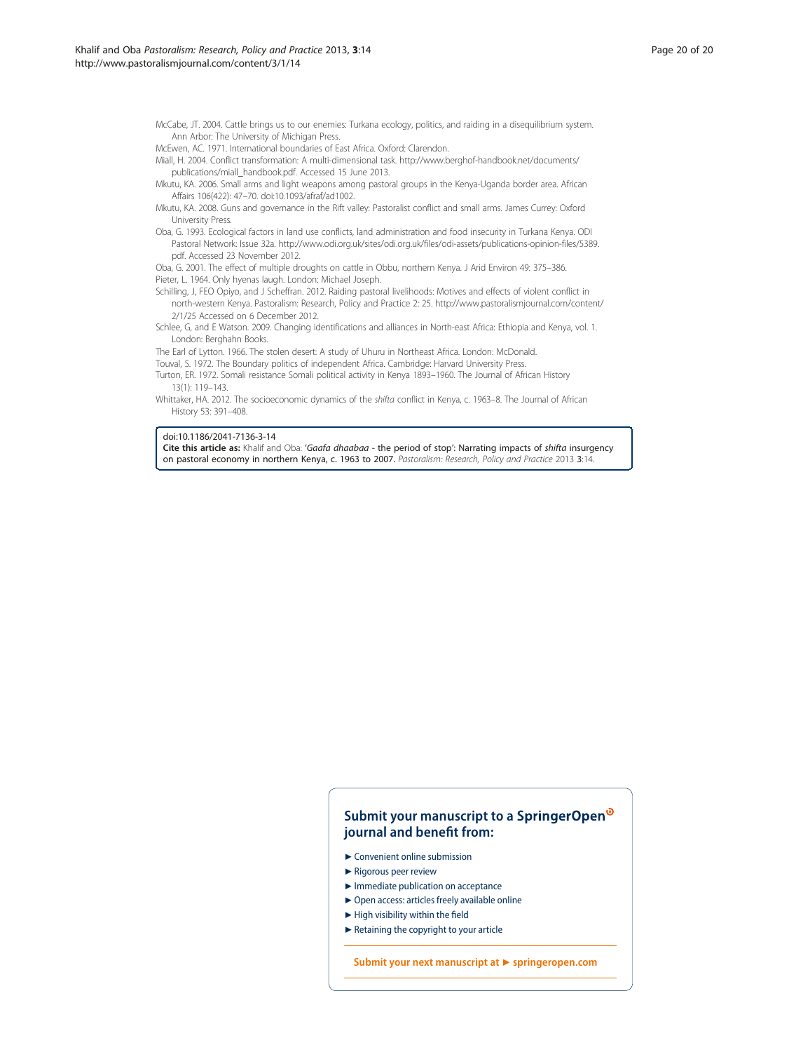McCabe, JT. 2004. Cattle brings us to our enemies: Turkana ecology, politics, and raiding in a disequilibrium system. Ann Arbor: The University of Michigan Press.

McEwen, AC. 1971. International boundaries of East Africa. Oxford: Clarendon.

Miall, H. 2004. Conflict transformation: A multi-dimensional task. http://www.berghof-handbook.net/documents/publications/miall_handbook.pdf. Accessed 15 June 2013.

Mkutu, KA. 2006. Small arms and light weapons among pastoral groups in the Kenya-Uganda border area. African Affairs 106(422): 47–70. doi:10.1093/afraf/ad1002.

Mkutu, KA. 2008. Guns and governance in the Rift valley: Pastoralist conflict and small arms. James Currey: Oxford University Press.

Oba, G. 1993. Ecological factors in land use conflicts, land administration and food insecurity in Turkana Kenya. ODI Pastoral Network: Issue 32a. http://www.odi.org.uk/sites/odi.org.uk/files/odi-assets/publications-opinion-files/5389.pdf. Accessed 23 November 2012.

Oba, G. 2001. The effect of multiple droughts on cattle in Obbu, northern Kenya. J Arid Environ 49: 375–386.

Pieter, L. 1964. Only hyenas laugh. London: Michael Joseph.

Schilling, J, FEO Opiyo, and J Scheffran. 2012. Raiding pastoral livelihoods: Motives and effects of violent conflict in north-western Kenya. Pastoralism: Research, Policy and Practice 2: 25. http://www.pastoralismjournal.com/content/2/1/25 Accessed on 6 December 2012.

Schlee, G, and E Watson. 2009. Changing identifications and alliances in North-east Africa: Ethiopia and Kenya, vol. 1. London: Berghahn Books.

The Earl of Lytton. 1966. The stolen desert: A study of Uhuru in Northeast Africa. London: McDonald.

Touval, S. 1972. The Boundary politics of independent Africa. Cambridge: Harvard University Press.

Turton, ER. 1972. Somali resistance Somali political activity in Kenya 1893–1960. The Journal of African History 13(1): 119–143.

Whittaker, HA. 2012. The socioeconomic dynamics of the *shifta* conflict in Kenya, c. 1963–8. The Journal of African History 53: 391–408.

doi:10.1186/2041-7136-3-14

**Cite this article as:** Khalif and Oba: '*Gaafa dhaabaa* - the period of stop': Narrating impacts of *shifta* insurgency on pastoral economy in northern Kenya, c. 1963 to 2007. *Pastoralism: Research, Policy and Practice* 2013 **3**:14.

**Submit your manuscript to a SpringerOpen journal and benefit from:**

- ► Convenient online submission
- ► Rigorous peer review
- ► Immediate publication on acceptance
- ► Open access: articles freely available online
- ► High visibility within the field
- ► Retaining the copyright to your article

**Submit your next manuscript at ► springeropen.com**